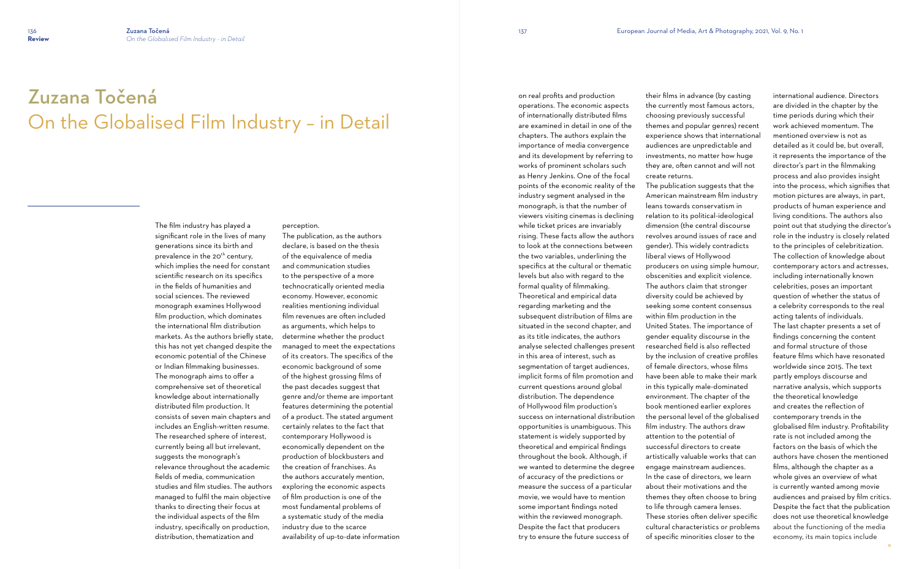# Zuzana Točená
## On the Globalised Film Industry – in Detail

The film industry has played a significant role in the lives of many generations since its birth and prevalence in the 20th century, which implies the need for constant scientific research on its specifics in the fields of humanities and social sciences. The reviewed monograph examines Hollywood film production, which dominates the international film distribution markets. As the authors briefly state, this has not yet changed despite the economic potential of the Chinese or Indian filmmaking businesses. The monograph aims to offer a comprehensive set of theoretical knowledge about internationally distributed film production. It consists of seven main chapters and includes an English-written resume. The researched sphere of interest, currently being all but irrelevant, suggests the monograph's relevance throughout the academic fields of media, communication studies and film studies. The authors managed to fulfil the main objective thanks to directing their focus at the individual aspects of the film industry, specifically on production, distribution, thematization and perception.

The publication, as the authors declare, is based on the thesis of the equivalence of media and communication studies to the perspective of a more technocratically oriented media economy. However, economic realities mentioning individual film revenues are often included as arguments, which helps to determine whether the product managed to meet the expectations of its creators. The specifics of the economic background of some of the highest grossing films of the past decades suggest that genre and/or theme are important features determining the potential of a product. The stated argument certainly relates to the fact that contemporary Hollywood is economically dependent on the production of blockbusters and the creation of franchises. As the authors accurately mention, exploring the economic aspects of film production is one of the most fundamental problems of a systematic study of the media industry due to the scarce availability of up-to-date information on real profits and production operations. The economic aspects of internationally distributed films are examined in detail in one of the chapters. The authors explain the importance of media convergence and its development by referring to works of prominent scholars such as Henry Jenkins. One of the focal points of the economic reality of the industry segment analysed in the monograph, is that the number of viewers visiting cinemas is declining while ticket prices are invariably rising. These facts allow the authors to look at the connections between the two variables, underlining the specifics at the cultural or thematic levels but also with regard to the formal quality of filmmaking.

Theoretical and empirical data regarding marketing and the subsequent distribution of films are situated in the second chapter, and as its title indicates, the authors analyse selected challenges present in this area of interest, such as segmentation of target audiences, implicit forms of film promotion and current questions around global distribution. The dependence of Hollywood film production's success on international distribution opportunities is unambiguous. This statement is widely supported by theoretical and empirical findings throughout the book. Although, if we wanted to determine the degree of accuracy of the predictions or measure the success of a particular movie, we would have to mention some important findings noted within the reviewed monograph. Despite the fact that producers try to ensure the future success of their films in advance (by casting the currently most famous actors, choosing previously successful themes and popular genres) recent experience shows that international audiences are unpredictable and investments, no matter how huge they are, often cannot and will not create returns.

The publication suggests that the American mainstream film industry leans towards conservatism in relation to its political-ideological dimension (the central discourse revolves around issues of race and gender). This widely contradicts liberal views of Hollywood producers on using simple humour, obscenities and explicit violence. The authors claim that stronger diversity could be achieved by seeking some content consensus within film production in the United States. The importance of gender equality discourse in the researched field is also reflected by the inclusion of creative profiles of female directors, whose films have been able to make their mark in this typically male-dominated environment. The chapter of the book mentioned earlier explores the personal level of the globalised film industry. The authors draw attention to the potential of successful directors to create artistically valuable works that can engage mainstream audiences. In the case of directors, we learn about their motivations and the themes they often choose to bring to life through camera lenses. These stories often deliver specific cultural characteristics or problems of specific minorities closer to the international audience. Directors are divided in the chapter by the time periods during which their work achieved momentum. The mentioned overview is not as detailed as it could be, but overall, it represents the importance of the director's part in the filmmaking process and also provides insight into the process, which signifies that motion pictures are always, in part, products of human experience and living conditions. The authors also point out that studying the director's role in the industry is closely related to the principles of celebritization. The collection of knowledge about contemporary actors and actresses, including internationally known celebrities, poses an important question of whether the status of a celebrity corresponds to the real acting talents of individuals.

The last chapter presents a set of findings concerning the content and formal structure of those feature films which have resonated worldwide since 2015. The text partly employs discourse and narrative analysis, which supports the theoretical knowledge and creates the reflection of contemporary trends in the globalised film industry. Profitability rate is not included among the factors on the basis of which the authors have chosen the mentioned films, although the chapter as a whole gives an overview of what is currently wanted among movie audiences and praised by film critics. Despite the fact that the publication does not use theoretical knowledge about the functioning of the media economy, its main topics include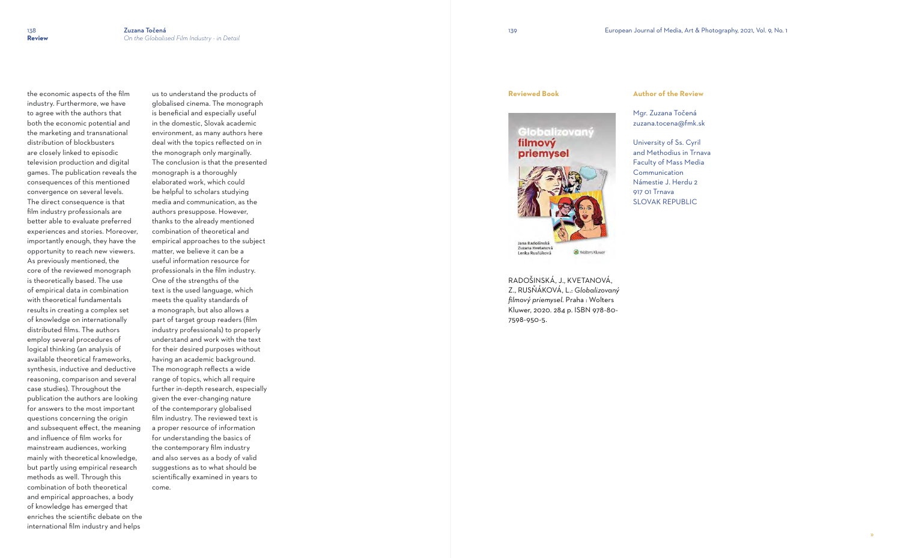the economic aspects of the film industry. Furthermore, we have to agree with the authors that both the economic potential and the marketing and transnational distribution of blockbusters are closely linked to episodic television production and digital games. The publication reveals the consequences of this mentioned convergence on several levels. The direct consequence is that film industry professionals are better able to evaluate preferred experiences and stories. Moreover, importantly enough, they have the opportunity to reach new viewers. As previously mentioned, the core of the reviewed monograph is theoretically based. The use of empirical data in combination with theoretical fundamentals results in creating a complex set of knowledge on internationally distributed films. The authors employ several procedures of logical thinking (an analysis of available theoretical frameworks, synthesis, inductive and deductive reasoning, comparison and several case studies). Throughout the publication the authors are looking for answers to the most important questions concerning the origin and subsequent effect, the meaning and influence of film works for mainstream audiences, working mainly with theoretical knowledge, but partly using empirical research methods as well. Through this combination of both theoretical and empirical approaches, a body of knowledge has emerged that enriches the scientific debate on the international film industry and helps us to understand the products of globalised cinema. The monograph is beneficial and especially useful in the domestic, Slovak academic environment, as many authors here deal with the topics reflected on in the monograph only marginally. The conclusion is that the presented monograph is a thoroughly elaborated work, which could be helpful to scholars studying media and communication, as the authors presuppose. However, thanks to the already mentioned combination of theoretical and empirical approaches to the subject matter, we believe it can be a useful information resource for professionals in the film industry. One of the strengths of the text is the used language, which meets the quality standards of a monograph, but also allows a part of target group readers (film industry professionals) to properly understand and work with the text for their desired purposes without having an academic background. The monograph reflects a wide range of topics, which all require further in-depth research, especially given the ever-changing nature of the contemporary globalised film industry. The reviewed text is a proper resource of information for understanding the basics of the contemporary film industry and also serves as a body of valid suggestions as to what should be scientifically examined in years to come.

**Reviewed Book**

RADOŠINSKÁ, J., KVETANOVÁ, Z., RUSŇÁKOVÁ, L.: *Globalizovaný filmový priemysel*. Praha : Wolters Kluwer, 2020. 284 p. ISBN 978-80-7598-950-5.

**Author of the Review**

Mgr. Zuzana Točená
zuzana.tocena@fmk.sk

University of Ss. Cyril and Methodius in Trnava
Faculty of Mass Media Communication
Námestie J. Herdu 2
917 01 Trnava
SLOVAK REPUBLIC